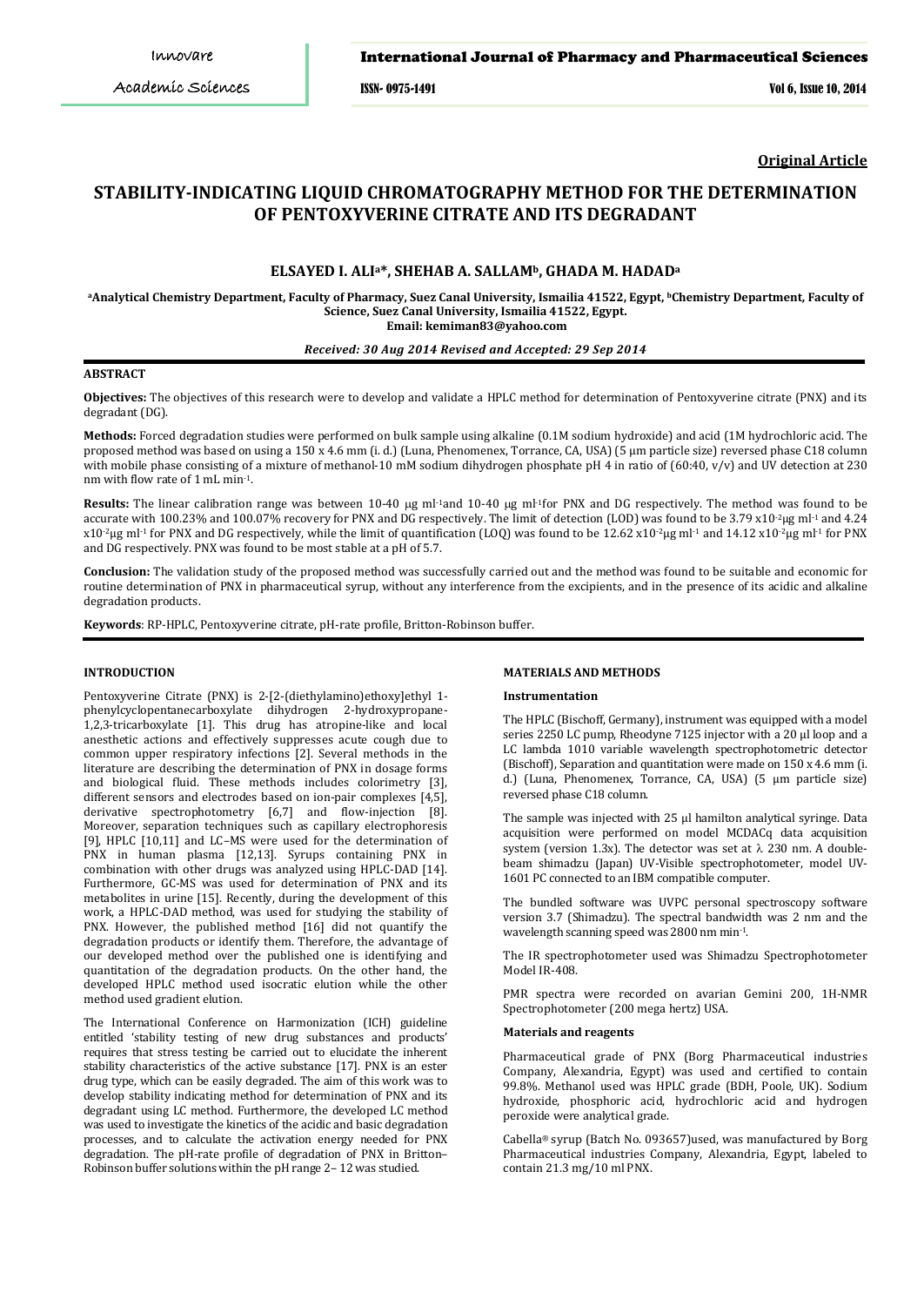**Original Article**

# STABILITY-INDICATING LIQUID CHROMATOGRAPHY METHOD FOR THE DETERMINATION OF PENTOXYVERINE CITRATE AND ITS DEGRADANT

**ELSAYED I. ALI[a]*, SHEHAB A. SALLAM[b], GHADA M. HADAD[a]**

[a]Analytical Chemistry Department, Faculty of Pharmacy, Suez Canal University, Ismailia 41522, Egypt, [b]Chemistry Department, Faculty of Science, Suez Canal University, Ismailia 41522, Egypt.
Email: kemiman83@yahoo.com

*Received: 30 Aug 2014 Revised and Accepted: 29 Sep 2014*

## ABSTRACT

**Objectives:** The objectives of this research were to develop and validate a HPLC method for determination of Pentoxyverine citrate (PNX) and its degradant (DG).

**Methods:** Forced degradation studies were performed on bulk sample using alkaline (0.1M sodium hydroxide) and acid (1M hydrochloric acid. The proposed method was based on using a 150 x 4.6 mm (i. d.) (Luna, Phenomenex, Torrance, CA, USA) (5 µm particle size) reversed phase C18 column with mobile phase consisting of a mixture of methanol-10 mM sodium dihydrogen phosphate pH 4 in ratio of (60:40, v/v) and UV detection at 230 nm with flow rate of 1 mL $min^{-1}$.

**Results:** The linear calibration range was between 10-40 µg $ml^{-1}$and 10-40 µg $ml^{-1}$for PNX and DG respectively. The method was found to be accurate with 100.23% and 100.07% recovery for PNX and DG respectively. The limit of detection (LOD) was found to be 3.79 $x10^{-2}$µg $ml^{-1}$ and 4.24 $x10^{-2}$µg $ml^{-1}$ for PNX and DG respectively, while the limit of quantification (LOQ) was found to be 12.62 $x10^{-2}$µg $ml^{-1}$ and 14.12 $x10^{-2}$µg $ml^{-1}$ for PNX and DG respectively. PNX was found to be most stable at a pH of 5.7.

**Conclusion:** The validation study of the proposed method was successfully carried out and the method was found to be suitable and economic for routine determination of PNX in pharmaceutical syrup, without any interference from the excipients, and in the presence of its acidic and alkaline degradation products.

**Keywords**: RP-HPLC, Pentoxyverine citrate, pH-rate profile, Britton-Robinson buffer.

## INTRODUCTION

Pentoxyverine Citrate (PNX) is 2-[2-(diethylamino)ethoxy]ethyl 1-phenylcyclopentanecarboxylate dihydrogen 2-hydroxypropane-1,2,3-tricarboxylate [1]. This drug has atropine-like and local anesthetic actions and effectively suppresses acute cough due to common upper respiratory infections [2]. Several methods in the literature are describing the determination of PNX in dosage forms and biological fluid. These methods includes colorimetry [3], different sensors and electrodes based on ion-pair complexes [4,5], derivative spectrophotometry [6,7] and flow-injection [8]. Moreover, separation techniques such as capillary electrophoresis [9], HPLC [10,11] and LC–MS were used for the determination of PNX in human plasma [12,13]. Syrups containing PNX in combination with other drugs was analyzed using HPLC-DAD [14]. Furthermore, GC-MS was used for determination of PNX and its metabolites in urine [15]. Recently, during the development of this work, a HPLC-DAD method, was used for studying the stability of PNX. However, the published method [16] did not quantify the degradation products or identify them. Therefore, the advantage of our developed method over the published one is identifying and quantitation of the degradation products. On the other hand, the developed HPLC method used isocratic elution while the other method used gradient elution.

The International Conference on Harmonization (ICH) guideline entitled 'stability testing of new drug substances and products' requires that stress testing be carried out to elucidate the inherent stability characteristics of the active substance [17]. PNX is an ester drug type, which can be easily degraded. The aim of this work was to develop stability indicating method for determination of PNX and its degradant using LC method. Furthermore, the developed LC method was used to investigate the kinetics of the acidic and basic degradation processes, and to calculate the activation energy needed for PNX degradation. The pH-rate profile of degradation of PNX in Britton–Robinson buffer solutions within the pH range 2– 12 was studied.

## MATERIALS AND METHODS

### Instrumentation

The HPLC (Bischoff, Germany), instrument was equipped with a model series 2250 LC pump, Rheodyne 7125 injector with a 20 µl loop and a LC lambda 1010 variable wavelength spectrophotometric detector (Bischoff), Separation and quantitation were made on 150 x 4.6 mm (i. d.) (Luna, Phenomenex, Torrance, CA, USA) (5 µm particle size) reversed phase C18 column.

The sample was injected with 25 µl hamilton analytical syringe. Data acquisition were performed on model MCDACq data acquisition system (version 1.3x). The detector was set at λ 230 nm. A double-beam shimadzu (Japan) UV-Visible spectrophotometer, model UV-1601 PC connected to an IBM compatible computer.

The bundled software was UVPC personal spectroscopy software version 3.7 (Shimadzu). The spectral bandwidth was 2 nm and the wavelength scanning speed was 2800 nm $min^{-1}$.

The IR spectrophotometer used was Shimadzu Spectrophotometer Model IR-408.

PMR spectra were recorded on avarian Gemini 200, 1H-NMR Spectrophotometer (200 mega hertz) USA.

### Materials and reagents

Pharmaceutical grade of PNX (Borg Pharmaceutical industries Company, Alexandria, Egypt) was used and certified to contain 99.8%. Methanol used was HPLC grade (BDH, Poole, UK). Sodium hydroxide, phosphoric acid, hydrochloric acid and hydrogen peroxide were analytical grade.

Cabella® syrup (Batch No. 093657)used, was manufactured by Borg Pharmaceutical industries Company, Alexandria, Egypt, labeled to contain 21.3 mg/10 ml PNX.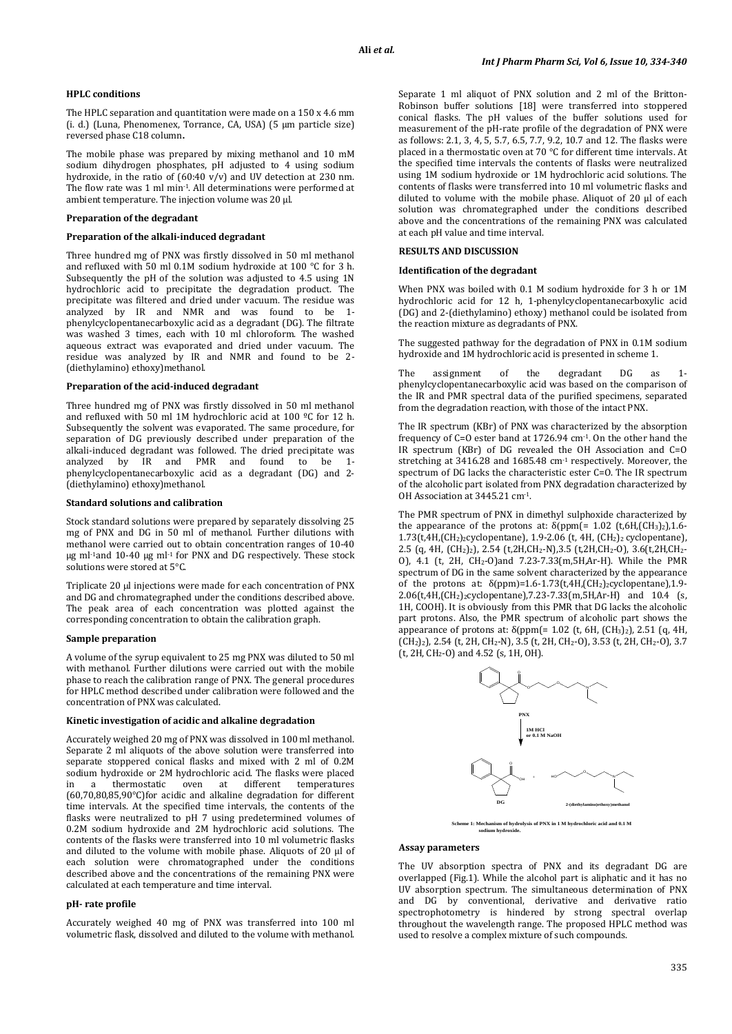### HPLC conditions

The HPLC separation and quantitation were made on a 150 x 4.6 mm (i. d.) (Luna, Phenomenex, Torrance, CA, USA) (5 µm particle size) reversed phase C18 column**.**

The mobile phase was prepared by mixing methanol and 10 mM sodium dihydrogen phosphates, pH adjusted to 4 using sodium hydroxide, in the ratio of (60:40 v/v) and UV detection at 230 nm. The flow rate was 1 ml min$^{-1}$. All determinations were performed at ambient temperature. The injection volume was 20 µl.

### Preparation of the degradant

#### Preparation of the alkali-induced degradant

Three hundred mg of PNX was firstly dissolved in 50 ml methanol and refluxed with 50 ml 0.1M sodium hydroxide at 100 °C for 3 h. Subsequently the pH of the solution was adjusted to 4.5 using 1N hydrochloric acid to precipitate the degradation product. The precipitate was filtered and dried under vacuum. The residue was analyzed by IR and NMR and was found to be 1-phenylcyclopentanecarboxylic acid as a degradant (DG). The filtrate was washed 3 times, each with 10 ml chloroform. The washed aqueous extract was evaporated and dried under vacuum. The residue was analyzed by IR and NMR and found to be 2-(diethylamino) ethoxy)methanol.

#### Preparation of the acid-induced degradant

Three hundred mg of PNX was firstly dissolved in 50 ml methanol and refluxed with 50 ml 1M hydrochloric acid at 100 ºC for 12 h. Subsequently the solvent was evaporated. The same procedure, for separation of DG previously described under preparation of the alkali-induced degradant was followed. The dried precipitate was analyzed by IR and PMR and found to be 1-phenylcyclopentanecarboxylic acid as a degradant (DG) and 2-(diethylamino) ethoxy)methanol.

### Standard solutions and calibration

Stock standard solutions were prepared by separately dissolving 25 mg of PNX and DG in 50 ml of methanol. Further dilutions with methanol were carried out to obtain concentration ranges of 10-40 µg ml$^{-1}$and 10-40 µg ml$^{-1}$ for PNX and DG respectively. These stock solutions were stored at 5°C.

Triplicate 20 µl injections were made for each concentration of PNX and DG and chromatographed under the conditions described above. The peak area of each concentration was plotted against the corresponding concentration to obtain the calibration graph.

### Sample preparation

A volume of the syrup equivalent to 25 mg PNX was diluted to 50 ml with methanol. Further dilutions were carried out with the mobile phase to reach the calibration range of PNX. The general procedures for HPLC method described under calibration were followed and the concentration of PNX was calculated.

### Kinetic investigation of acidic and alkaline degradation

Accurately weighed 20 mg of PNX was dissolved in 100 ml methanol. Separate 2 ml aliquots of the above solution were transferred into separate stoppered conical flasks and mixed with 2 ml of 0.2M sodium hydroxide or 2M hydrochloric acid. The flasks were placed in a thermostatic oven at different temperatures (60,70,80,85,90°C)for acidic and alkaline degradation for different time intervals. At the specified time intervals, the contents of the flasks were neutralized to pH 7 using predetermined volumes of 0.2M sodium hydroxide and 2M hydrochloric acid solutions. The contents of the flasks were transferred into 10 ml volumetric flasks and diluted to the volume with mobile phase. Aliquots of 20 µl of each solution were chromatographed under the conditions described above and the concentrations of the remaining PNX were calculated at each temperature and time interval.

### pH- rate profile

Accurately weighed 40 mg of PNX was transferred into 100 ml volumetric flask, dissolved and diluted to the volume with methanol. Separate 1 ml aliquot of PNX solution and 2 ml of the Britton-Robinson buffer solutions [18] were transferred into stoppered conical flasks. The pH values of the buffer solutions used for measurement of the pH-rate profile of the degradation of PNX were as follows: 2.1, 3, 4, 5, 5.7, 6.5, 7.7, 9.2, 10.7 and 12. The flasks were placed in a thermostatic oven at 70 °C for different time intervals. At the specified time intervals the contents of flasks were neutralized using 1M sodium hydroxide or 1M hydrochloric acid solutions. The contents of flasks were transferred into 10 ml volumetric flasks and diluted to volume with the mobile phase. Aliquot of 20 µl of each solution was chromatographed under the conditions described above and the concentrations of the remaining PNX was calculated at each pH value and time interval.

## RESULTS AND DISCUSSION

### Identification of the degradant

When PNX was boiled with 0.1 M sodium hydroxide for 3 h or 1M hydrochloric acid for 12 h, 1-phenylcyclopentanecarboxylic acid (DG) and 2-(diethylamino) ethoxy) methanol could be isolated from the reaction mixture as degradants of PNX.

The suggested pathway for the degradation of PNX in 0.1M sodium hydroxide and 1M hydrochloric acid is presented in scheme 1.

The assignment of the degradant DG as 1-phenylcyclopentanecarboxylic acid was based on the comparison of the IR and PMR spectral data of the purified specimens, separated from the degradation reaction, with those of the intact PNX.

The IR spectrum (KBr) of PNX was characterized by the absorption frequency of C=O ester band at 1726.94 cm$^{-1}$. On the other hand the IR spectrum (KBr) of DG revealed the OH Association and C=O stretching at 3416.28 and 1685.48 cm$^{-1}$ respectively. Moreover, the spectrum of DG lacks the characteristic ester C=O. The IR spectrum of the alcoholic part isolated from PNX degradation characterized by OH Association at 3445.21 cm$^{-1}$.

The PMR spectrum of PNX in dimethyl sulphoxide characterized by the appearance of the protons at: δ(ppm(= 1.02 (t,6H,$(CH_3)_2$),1.6-1.73(t,4H,$(CH_2)_2$cyclopentane), 1.9-2.06 (t, 4H, $(CH_2)_2$ cyclopentane), 2.5 (q, 4H, $(CH_2)_2$), 2.54 (t,2H,$CH_2$-N),3.5 (t,2H,$CH_2$-O), 3.6(t,2H,$CH_2$-O), 4.1 (t, 2H, $CH_2$-O)and 7.23-7.33(m,5H,Ar-H). While the PMR spectrum of DG in the same solvent characterized by the appearance of the protons at: δ(ppm)=1.6-1.73(t,4H,$(CH_2)_2$cyclopentane),1.9-2.06(t,4H,$(CH_2)_2$cyclopentane),7.23-7.33(m,5H,Ar-H) and 10.4 (s, 1H, COOH). It is obviously from this PMR that DG lacks the alcoholic part protons. Also, the PMR spectrum of alcoholic part shows the appearance of protons at: δ(ppm(= 1.02 (t, 6H, $(CH_3)_2$), 2.51 (q, 4H, $(CH_2)_2$), 2.54 (t, 2H, $CH_2$-N), 3.5 (t, 2H, $CH_2$-O), 3.53 (t, 2H, $CH_2$-O), 3.7 (t, 2H, $CH_2$-O) and 4.52 (s, 1H, OH).

PNX → (1M HCl or 0.1 M NaOH) → DG + 2-(diethylamino)ethoxy)methanol

Scheme 1: Mechanism of hydrolysis of PNX in 1 M hydrochloric acid and 0.1 M sodium hydroxide.

### Assay parameters

The UV absorption spectra of PNX and its degradant DG are overlapped (Fig.1). While the alcohol part is aliphatic and it has no UV absorption spectrum. The simultaneous determination of PNX and DG by conventional, derivative and derivative ratio spectrophotometry is hindered by strong spectral overlap throughout the wavelength range. The proposed HPLC method was used to resolve a complex mixture of such compounds.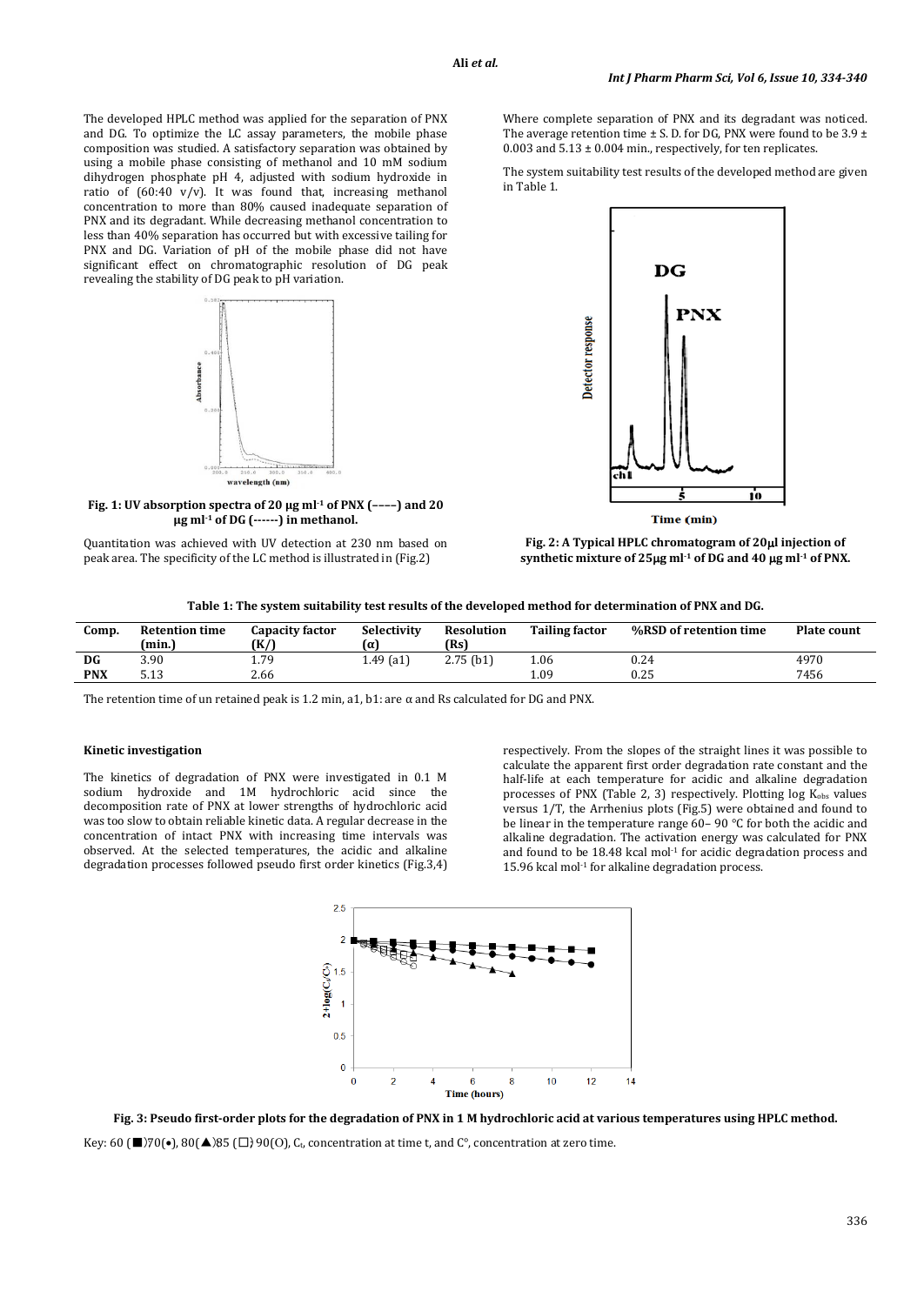The developed HPLC method was applied for the separation of PNX and DG. To optimize the LC assay parameters, the mobile phase composition was studied. A satisfactory separation was obtained by using a mobile phase consisting of methanol and 10 mM sodium dihydrogen phosphate pH 4, adjusted with sodium hydroxide in ratio of (60:40 v/v). It was found that, increasing methanol concentration to more than 80% caused inadequate separation of PNX and its degradant. While decreasing methanol concentration to less than 40% separation has occurred but with excessive tailing for PNX and DG. Variation of pH of the mobile phase did not have significant effect on chromatographic resolution of DG peak revealing the stability of DG peak to pH variation.

**Fig. 1: UV absorption spectra of 20 µg ml$^{-1}$ of PNX (––––) and 20 µg ml$^{-1}$ of DG (------) in methanol.**

Quantitation was achieved with UV detection at 230 nm based on peak area. The specificity of the LC method is illustrated in (Fig.2)

Where complete separation of PNX and its degradant was noticed. The average retention time ± S. D. for DG, PNX were found to be 3.9 ± 0.003 and 5.13 ± 0.004 min., respectively, for ten replicates.

The system suitability test results of the developed method are given in Table 1.

**Fig. 2: A Typical HPLC chromatogram of 20µl injection of synthetic mixture of 25µg ml$^{-1}$ of DG and 40 µg ml$^{-1}$ of PNX.**

**Table 1: The system suitability test results of the developed method for determination of PNX and DG.**

| Comp. | Retention time (min.) | Capacity factor (K/) | Selectivity (α) | Resolution (Rs) | Tailing factor | %RSD of retention time | Plate count |
|---|---|---|---|---|---|---|---|
| DG | 3.90 | 1.79 | 1.49 (a1) | 2.75 (b1) | 1.06 | 0.24 | 4970 |
| PNX | 5.13 | 2.66 | | | 1.09 | 0.25 | 7456 |

The retention time of un retained peak is 1.2 min, a1, b1: are α and Rs calculated for DG and PNX.

#### Kinetic investigation

The kinetics of degradation of PNX were investigated in 0.1 M sodium hydroxide and 1M hydrochloric acid since the decomposition rate of PNX at lower strengths of hydrochloric acid was too slow to obtain reliable kinetic data. A regular decrease in the concentration of intact PNX with increasing time intervals was observed. At the selected temperatures, the acidic and alkaline degradation processes followed pseudo first order kinetics (Fig.3,4) respectively. From the slopes of the straight lines it was possible to calculate the apparent first order degradation rate constant and the half-life at each temperature for acidic and alkaline degradation processes of PNX (Table 2, 3) respectively. Plotting log $K_{obs}$ values versus 1/T, the Arrhenius plots (Fig.5) were obtained and found to be linear in the temperature range 60– 90 °C for both the acidic and alkaline degradation. The activation energy was calculated for PNX and found to be 18.48 kcal mol$^{-1}$ for acidic degradation process and 15.96 kcal mol$^{-1}$ for alkaline degradation process.

**Fig. 3: Pseudo first-order plots for the degradation of PNX in 1 M hydrochloric acid at various temperatures using HPLC method.**

Key: 60 (■)70(•), 80(▲)85 (□) 90(O), $C_t$, concentration at time t, and C°, concentration at zero time.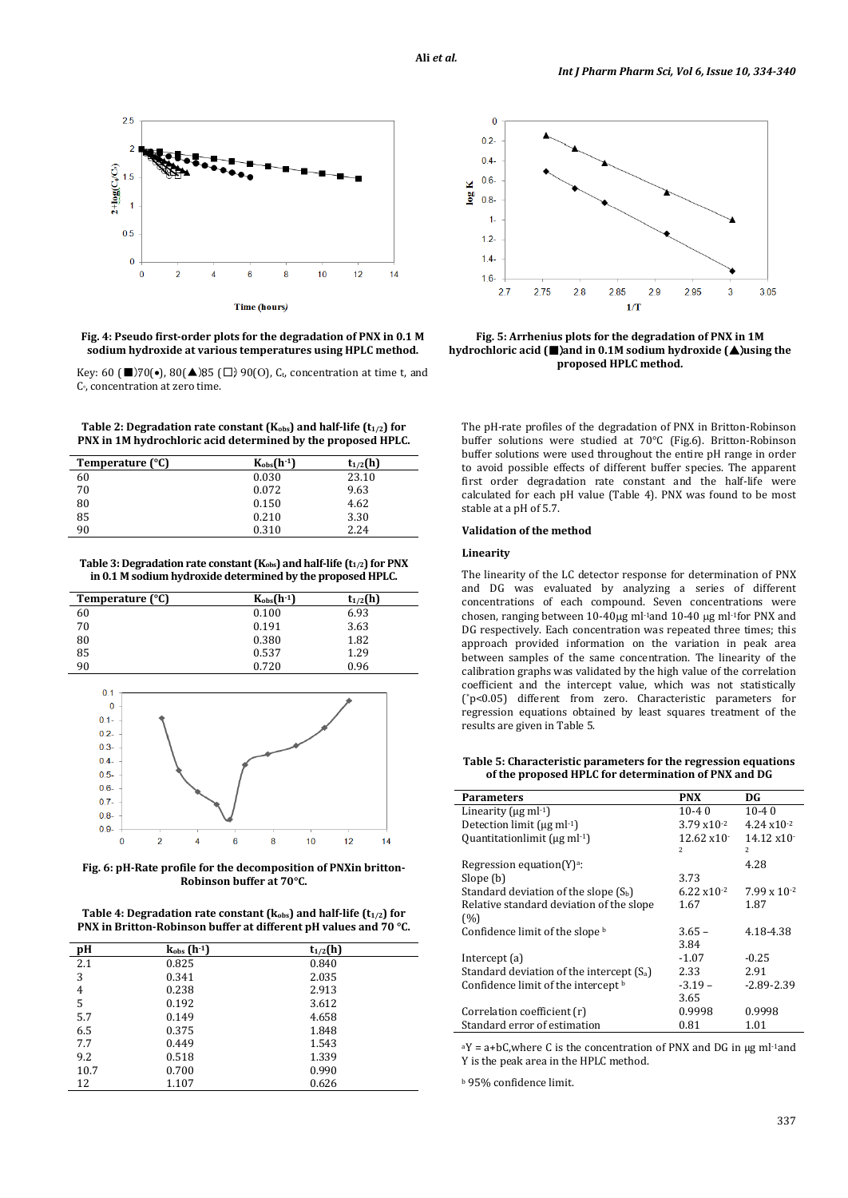Fig. 4: Pseudo first-order plots for the degradation of PNX in 0.1 M sodium hydroxide at various temperatures using HPLC method.

Key: 60 (■)70(●), 80(▲)85 (□) 90(O), $C_t$, concentration at time t, and $C_0$, concentration at zero time.

Fig. 5: Arrhenius plots for the degradation of PNX in 1M hydrochloric acid (■)and in 0.1M sodium hydroxide (▲)using the proposed HPLC method.

Table 2: Degradation rate constant ($K_{obs}$) and half-life ($t_{1/2}$) for PNX in 1M hydrochloric acid determined by the proposed HPLC.

| Temperature (°C) | $K_{obs}$($h^{-1}$) | $t_{1/2}$(h) |
|---|---|---|
| 60 | 0.030 | 23.10 |
| 70 | 0.072 | 9.63 |
| 80 | 0.150 | 4.62 |
| 85 | 0.210 | 3.30 |
| 90 | 0.310 | 2.24 |

Table 3: Degradation rate constant ($K_{obs}$) and half-life ($t_{1/2}$) for PNX in 0.1 M sodium hydroxide determined by the proposed HPLC.

| Temperature (°C) | $K_{obs}$($h^{-1}$) | $t_{1/2}$(h) |
|---|---|---|
| 60 | 0.100 | 6.93 |
| 70 | 0.191 | 3.63 |
| 80 | 0.380 | 1.82 |
| 85 | 0.537 | 1.29 |
| 90 | 0.720 | 0.96 |

Fig. 6: pH-Rate profile for the decomposition of PNXin britton-Robinson buffer at 70°C.

Table 4: Degradation rate constant ($k_{obs}$) and half-life ($t_{1/2}$) for PNX in Britton-Robinson buffer at different pH values and 70 °C.

| pH | $k_{obs}$ ($h^{-1}$) | $t_{1/2}$(h) |
|---|---|---|
| 2.1 | 0.825 | 0.840 |
| 3 | 0.341 | 2.035 |
| 4 | 0.238 | 2.913 |
| 5 | 0.192 | 3.612 |
| 5.7 | 0.149 | 4.658 |
| 6.5 | 0.375 | 1.848 |
| 7.7 | 0.449 | 1.543 |
| 9.2 | 0.518 | 1.339 |
| 10.7 | 0.700 | 0.990 |
| 12 | 1.107 | 0.626 |

The pH-rate profiles of the degradation of PNX in Britton-Robinson buffer solutions were studied at 70°C (Fig.6). Britton-Robinson buffer solutions were used throughout the entire pH range in order to avoid possible effects of different buffer species. The apparent first order degradation rate constant and the half-life were calculated for each pH value (Table 4). PNX was found to be most stable at a pH of 5.7.

### Validation of the method

#### Linearity

The linearity of the LC detector response for determination of PNX and DG was evaluated by analyzing a series of different concentrations of each compound. Seven concentrations were chosen, ranging between 10-40µg $ml^{-1}$and 10-40 µg $ml^{-1}$for PNX and DG respectively. Each concentration was repeated three times; this approach provided information on the variation in peak area between samples of the same concentration. The linearity of the calibration graphs was validated by the high value of the correlation coefficient and the intercept value, which was not statistically ($^*p<0.05$) different from zero. Characteristic parameters for regression equations obtained by least squares treatment of the results are given in Table 5.

Table 5: Characteristic parameters for the regression equations of the proposed HPLC for determination of PNX and DG

| Parameters | PNX | DG |
|---|---|---|
| Linearity (µg $ml^{-1}$) | 10-4 0 | 10-4 0 |
| Detection limit (µg $ml^{-1}$) | 3.79 $\times10^{-2}$ | 4.24 $\times10^{-2}$ |
| Quantitationlimit (µg $ml^{-1}$) | 12.62 $\times10^{-2}$ | 14.12 $\times10^{-2}$ |
| Regression equation(Y)[a]: | | 4.28 |
| Slope (b) | 3.73 | |
| Standard deviation of the slope ($S_b$) | 6.22 $\times10^{-2}$ | 7.99 $\times 10^{-2}$ |
| Relative standard deviation of the slope (%) | 1.67 | 1.87 |
| Confidence limit of the slope [b] | 3.65 – 3.84 | 4.18-4.38 |
| Intercept (a) | -1.07 | -0.25 |
| Standard deviation of the intercept ($S_a$) | 2.33 | 2.91 |
| Confidence limit of the intercept [b] | -3.19 – 3.65 | -2.89-2.39 |
| Correlation coefficient (r) | 0.9998 | 0.9998 |
| Standard error of estimation | 0.81 | 1.01 |

[a]Y = a+bC,where C is the concentration of PNX and DG in µg $ml^{-1}$and Y is the peak area in the HPLC method.

[b] 95% confidence limit.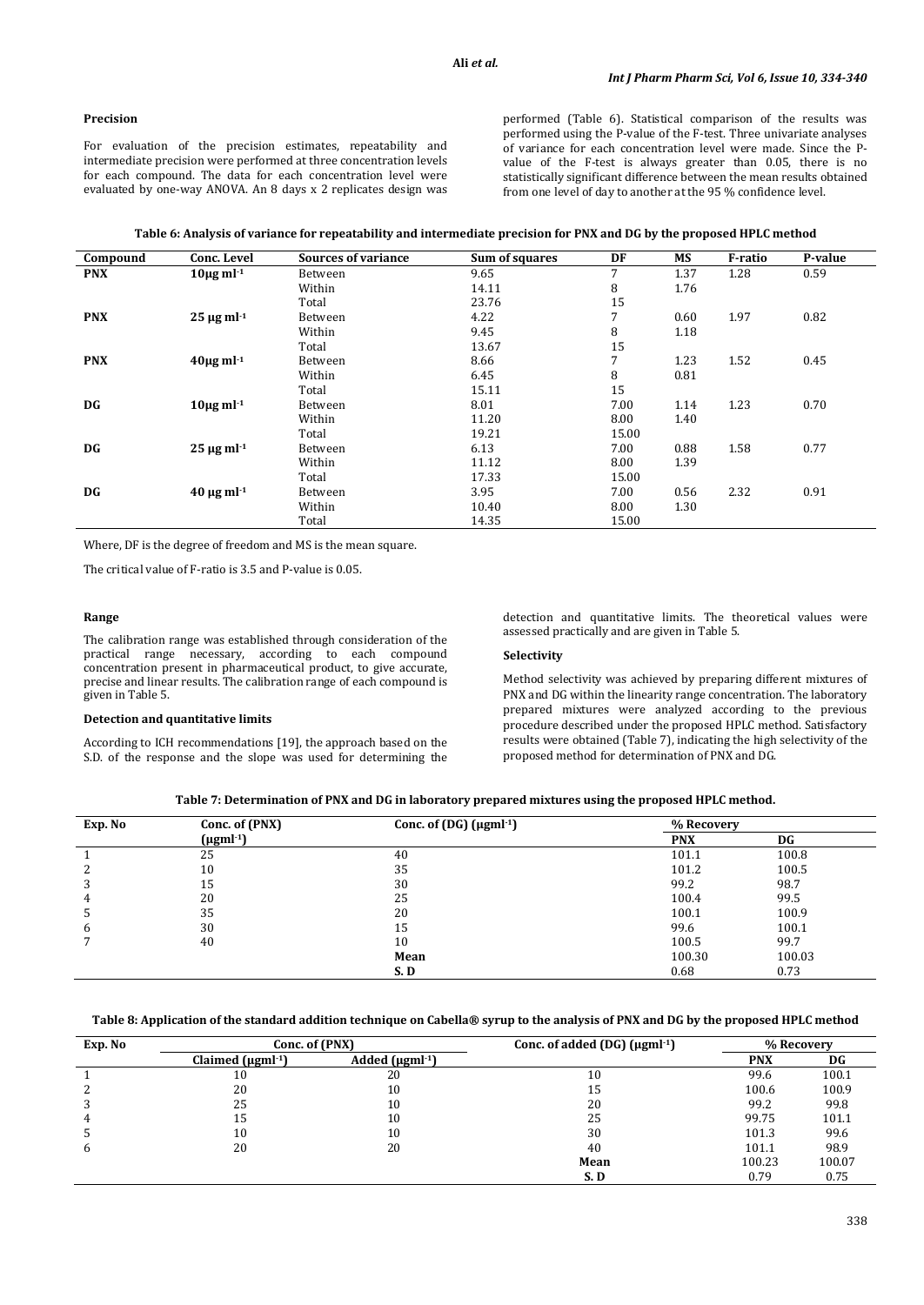### Precision

For evaluation of the precision estimates, repeatability and intermediate precision were performed at three concentration levels for each compound. The data for each concentration level were evaluated by one-way ANOVA. An 8 days x 2 replicates design was performed (Table 6). Statistical comparison of the results was performed using the P-value of the F-test. Three univariate analyses of variance for each concentration level were made. Since the P-value of the F-test is always greater than 0.05, there is no statistically significant difference between the mean results obtained from one level of day to another at the 95 % confidence level.

**Table 6: Analysis of variance for repeatability and intermediate precision for PNX and DG by the proposed HPLC method**

| Compound | Conc. Level | Sources of variance | Sum of squares | DF | MS | F-ratio | P-value |
|---|---|---|---|---|---|---|---|
| **PNX** | **10µg ml⁻¹** | Between | 9.65 | 7 | 1.37 | 1.28 | 0.59 |
| | | Within | 14.11 | 8 | 1.76 | | |
| | | Total | 23.76 | 15 | | | |
| **PNX** | **25 µg ml⁻¹** | Between | 4.22 | 7 | 0.60 | 1.97 | 0.82 |
| | | Within | 9.45 | 8 | 1.18 | | |
| | | Total | 13.67 | 15 | | | |
| **PNX** | **40µg ml⁻¹** | Between | 8.66 | 7 | 1.23 | 1.52 | 0.45 |
| | | Within | 6.45 | 8 | 0.81 | | |
| | | Total | 15.11 | 15 | | | |
| **DG** | **10µg ml⁻¹** | Between | 8.01 | 7.00 | 1.14 | 1.23 | 0.70 |
| | | Within | 11.20 | 8.00 | 1.40 | | |
| | | Total | 19.21 | 15.00 | | | |
| **DG** | **25 µg ml⁻¹** | Between | 6.13 | 7.00 | 0.88 | 1.58 | 0.77 |
| | | Within | 11.12 | 8.00 | 1.39 | | |
| | | Total | 17.33 | 15.00 | | | |
| **DG** | **40 µg ml⁻¹** | Between | 3.95 | 7.00 | 0.56 | 2.32 | 0.91 |
| | | Within | 10.40 | 8.00 | 1.30 | | |
| | | Total | 14.35 | 15.00 | | | |

Where, DF is the degree of freedom and MS is the mean square.

The critical value of F-ratio is 3.5 and P-value is 0.05.

### Range

The calibration range was established through consideration of the practical range necessary, according to each compound concentration present in pharmaceutical product, to give accurate, precise and linear results. The calibration range of each compound is given in Table 5.

### Detection and quantitative limits

According to ICH recommendations [19], the approach based on the S.D. of the response and the slope was used for determining the detection and quantitative limits. The theoretical values were assessed practically and are given in Table 5.

### Selectivity

Method selectivity was achieved by preparing different mixtures of PNX and DG within the linearity range concentration. The laboratory prepared mixtures were analyzed according to the previous procedure described under the proposed HPLC method. Satisfactory results were obtained (Table 7), indicating the high selectivity of the proposed method for determination of PNX and DG.

**Table 7: Determination of PNX and DG in laboratory prepared mixtures using the proposed HPLC method.**

| Exp. No | Conc. of (PNX) (µgml⁻¹) | Conc. of (DG) (µgml⁻¹) | % Recovery | |
|---|---|---|---|---|
| | | | **PNX** | **DG** |
| 1 | 25 | 40 | 101.1 | 100.8 |
| 2 | 10 | 35 | 101.2 | 100.5 |
| 3 | 15 | 30 | 99.2 | 98.7 |
| 4 | 20 | 25 | 100.4 | 99.5 |
| 5 | 35 | 20 | 100.1 | 100.9 |
| 6 | 30 | 15 | 99.6 | 100.1 |
| 7 | 40 | 10 | 100.5 | 99.7 |
| | | **Mean** | 100.30 | 100.03 |
| | | **S. D** | 0.68 | 0.73 |

**Table 8: Application of the standard addition technique on Cabella® syrup to the analysis of PNX and DG by the proposed HPLC method**

| Exp. No | Conc. of (PNX) | | Conc. of added (DG) (µgml⁻¹) | % Recovery | |
|---|---|---|---|---|---|
| | Claimed (µgml⁻¹) | Added (µgml⁻¹) | | **PNX** | **DG** |
| 1 | 10 | 20 | 10 | 99.6 | 100.1 |
| 2 | 20 | 10 | 15 | 100.6 | 100.9 |
| 3 | 25 | 10 | 20 | 99.2 | 99.8 |
| 4 | 15 | 10 | 25 | 99.75 | 101.1 |
| 5 | 10 | 10 | 30 | 101.3 | 99.6 |
| 6 | 20 | 20 | 40 | 101.1 | 98.9 |
| | | | **Mean** | 100.23 | 100.07 |
| | | | **S. D** | 0.79 | 0.75 |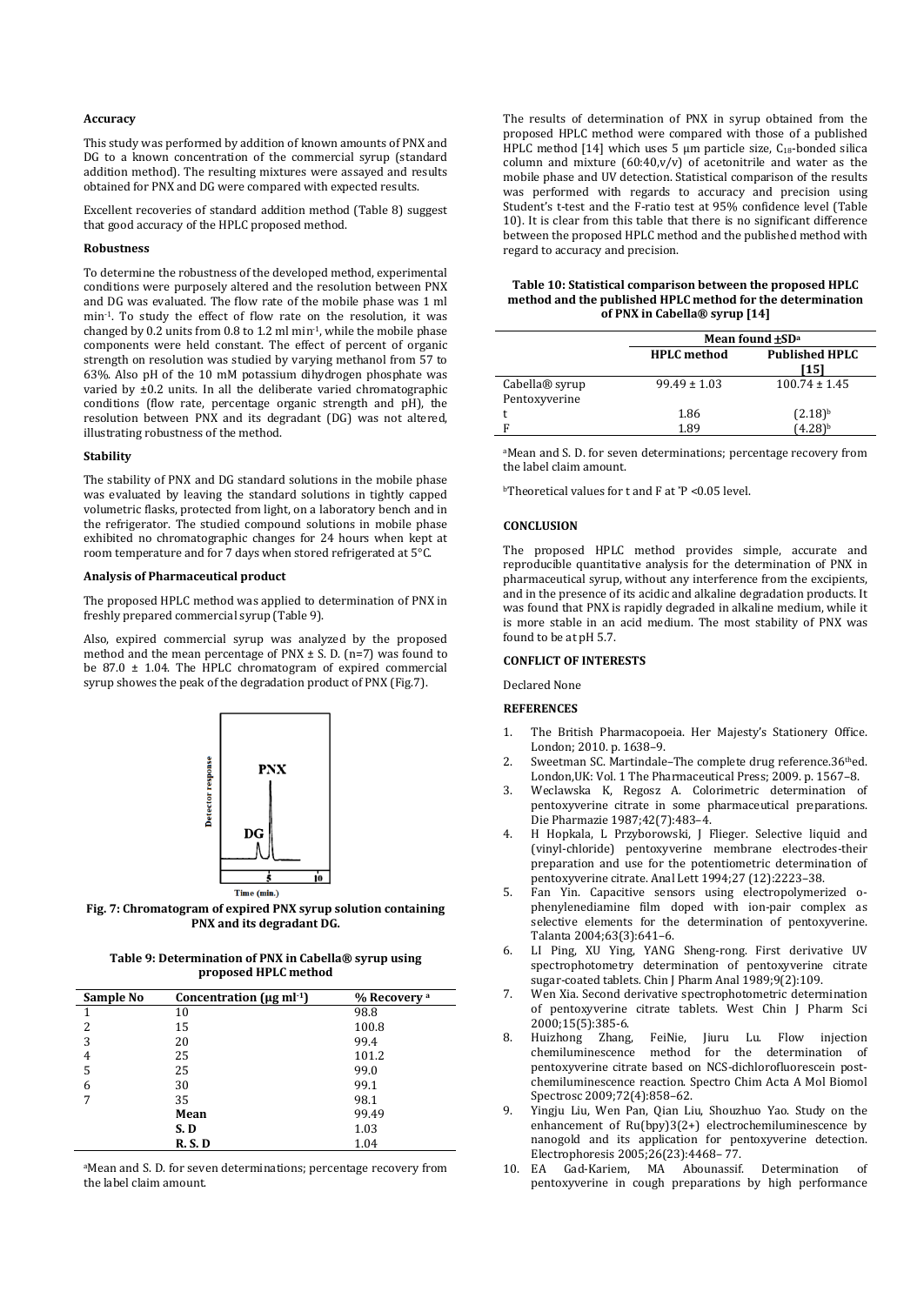### Accuracy

This study was performed by addition of known amounts of PNX and DG to a known concentration of the commercial syrup (standard addition method). The resulting mixtures were assayed and results obtained for PNX and DG were compared with expected results.

Excellent recoveries of standard addition method (Table 8) suggest that good accuracy of the HPLC proposed method.

### Robustness

To determine the robustness of the developed method, experimental conditions were purposely altered and the resolution between PNX and DG was evaluated. The flow rate of the mobile phase was 1 ml min$^{-1}$. To study the effect of flow rate on the resolution, it was changed by 0.2 units from 0.8 to 1.2 ml min$^{-1}$, while the mobile phase components were held constant. The effect of percent of organic strength on resolution was studied by varying methanol from 57 to 63%. Also pH of the 10 mM potassium dihydrogen phosphate was varied by ±0.2 units. In all the deliberate varied chromatographic conditions (flow rate, percentage organic strength and pH), the resolution between PNX and its degradant (DG) was not altered, illustrating robustness of the method.

### Stability

The stability of PNX and DG standard solutions in the mobile phase was evaluated by leaving the standard solutions in tightly capped volumetric flasks, protected from light, on a laboratory bench and in the refrigerator. The studied compound solutions in mobile phase exhibited no chromatographic changes for 24 hours when kept at room temperature and for 7 days when stored refrigerated at 5°C.

### Analysis of Pharmaceutical product

The proposed HPLC method was applied to determination of PNX in freshly prepared commercial syrup (Table 9).

Also, expired commercial syrup was analyzed by the proposed method and the mean percentage of PNX ± S. D. (n=7) was found to be 87.0 ± 1.04. The HPLC chromatogram of expired commercial syrup showes the peak of the degradation product of PNX (Fig.7).

**Fig. 7: Chromatogram of expired PNX syrup solution containing PNX and its degradant DG.**

**Table 9: Determination of PNX in Cabella® syrup using proposed HPLC method**

| Sample No | Concentration (μg ml$^{-1}$) | % Recovery [a] |
|---|---|---|
| 1 | 10 | 98.8 |
| 2 | 15 | 100.8 |
| 3 | 20 | 99.4 |
| 4 | 25 | 101.2 |
| 5 | 25 | 99.0 |
| 6 | 30 | 99.1 |
| 7 | 35 | 98.1 |
| | **Mean** | 99.49 |
| | **S. D** | 1.03 |
| | **R. S. D** | 1.04 |

[a]Mean and S. D. for seven determinations; percentage recovery from the label claim amount.

The results of determination of PNX in syrup obtained from the proposed HPLC method were compared with those of a published HPLC method [14] which uses 5 μm particle size, $C_{18}$-bonded silica column and mixture (60:40,v/v) of acetonitrile and water as the mobile phase and UV detection. Statistical comparison of the results was performed with regards to accuracy and precision using Student's t-test and the F-ratio test at 95% confidence level (Table 10). It is clear from this table that there is no significant difference between the proposed HPLC method and the published method with regard to accuracy and precision.

**Table 10: Statistical comparison between the proposed HPLC method and the published HPLC method for the determination of PNX in Cabella® syrup [14]**

| | Mean found ±SD[a] | |
|---|---|---|
| | **HPLC method** | **Published HPLC [15]** |
| Cabella® syrup Pentoxyverine | 99.49 ± 1.03 | 100.74 ± 1.45 |
| t | 1.86 | (2.18)[b] |
| F | 1.89 | (4.28)[b] |

[a]Mean and S. D. for seven determinations; percentage recovery from the label claim amount.

[b]Theoretical values for t and F at *P <0.05 level.

## CONCLUSION

The proposed HPLC method provides simple, accurate and reproducible quantitative analysis for the determination of PNX in pharmaceutical syrup, without any interference from the excipients, and in the presence of its acidic and alkaline degradation products. It was found that PNX is rapidly degraded in alkaline medium, while it is more stable in an acid medium. The most stability of PNX was found to be at pH 5.7.

## CONFLICT OF INTERESTS

Declared None

## REFERENCES

1. The British Pharmacopoeia. Her Majesty's Stationery Office. London; 2010. p. 1638–9.
2. Sweetman SC. Martindale–The complete drug reference.36th ed. London,UK: Vol. 1 The Pharmaceutical Press; 2009. p. 1567–8.
3. Weclawska K, Regosz A. Colorimetric determination of pentoxyverine citrate in some pharmaceutical preparations. Die Pharmazie 1987;42(7):483–4.
4. H Hopkala, L Przyborowski, J Flieger. Selective liquid and (vinyl-chloride) pentoxyverine membrane electrodes-their preparation and use for the potentiometric determination of pentoxyverine citrate. Anal Lett 1994;27 (12):2223–38.
5. Fan Yin. Capacitive sensors using electropolymerized o-phenylenediamine film doped with ion-pair complex as selective elements for the determination of pentoxyverine. Talanta 2004;63(3):641–6.
6. LI Ping, XU Ying, YANG Sheng-rong. First derivative UV spectrophotometry determination of pentoxyverine citrate sugar-coated tablets. Chin J Pharm Anal 1989;9(2):109.
7. Wen Xia. Second derivative spectrophotometric determination of pentoxyverine citrate tablets. West Chin J Pharm Sci 2000;15(5):385-6.
8. Huizhong Zhang, FeiNie, Jiuru Lu. Flow injection chemiluminescence method for the determination of pentoxyverine citrate based on NCS-dichlorofluorescein post-chemiluminescence reaction. Spectro Chim Acta A Mol Biomol Spectrosc 2009;72(4):858–62.
9. Yingju Liu, Wen Pan, Qian Liu, Shouzhuo Yao. Study on the enhancement of Ru(bpy)3(2+) electrochemiluminescence by nanogold and its application for pentoxyverine detection. Electrophoresis 2005;26(23):4468– 77.
10. EA Gad-Kariem, MA Abounassif. Determination of pentoxyverine in cough preparations by high performance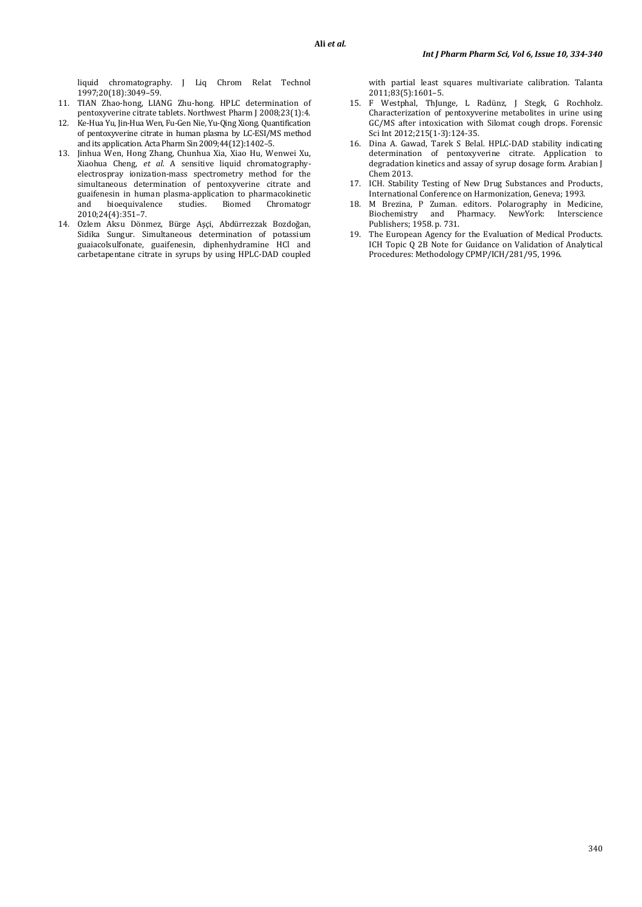liquid chromatography. J Liq Chrom Relat Technol 1997;20(18):3049–59.

11. TIAN Zhao-hong, LIANG Zhu-hong. HPLC determination of pentoxyverine citrate tablets. Northwest Pharm J 2008;23(1):4.
12. Ke-Hua Yu, Jin-Hua Wen, Fu-Gen Nie, Yu-Qing Xiong. Quantification of pentoxyverine citrate in human plasma by LC-ESI/MS method and its application. Acta Pharm Sin 2009;44(12):1402–5.
13. Jinhua Wen, Hong Zhang, Chunhua Xia, Xiao Hu, Wenwei Xu, Xiaohua Cheng, *et al*. A sensitive liquid chromatography-electrospray ionization-mass spectrometry method for the simultaneous determination of pentoxyverine citrate and guaifenesin in human plasma-application to pharmacokinetic and bioequivalence studies. Biomed Chromatogr 2010;24(4):351–7.
14. Ozlem Aksu Dönmez, Bürge Aşçi, Abdürrezzak Bozdoğan, Sidika Sungur. Simultaneous determination of potassium guaiacolsulfonate, guaifenesin, diphenhydramine HCl and carbetapentane citrate in syrups by using HPLC-DAD coupled with partial least squares multivariate calibration. Talanta 2011;83(5):1601–5.
15. F Westphal, ThJunge, L Radünz, J Stegk, G Rochholz. Characterization of pentoxyverine metabolites in urine using GC/MS after intoxication with Silomat cough drops. Forensic Sci Int 2012;215(1-3):124-35.
16. Dina A. Gawad, Tarek S Belal. HPLC-DAD stability indicating determination of pentoxyverine citrate. Application to degradation kinetics and assay of syrup dosage form. Arabian J Chem 2013.
17. ICH. Stability Testing of New Drug Substances and Products, International Conference on Harmonization, Geneva; 1993.
18. M Brezina, P Zuman. editors. Polarography in Medicine, Biochemistry and Pharmacy. NewYork: Interscience Publishers; 1958. p. 731.
19. The European Agency for the Evaluation of Medical Products. ICH Topic Q 2B Note for Guidance on Validation of Analytical Procedures: Methodology CPMP/ICH/281/95, 1996.